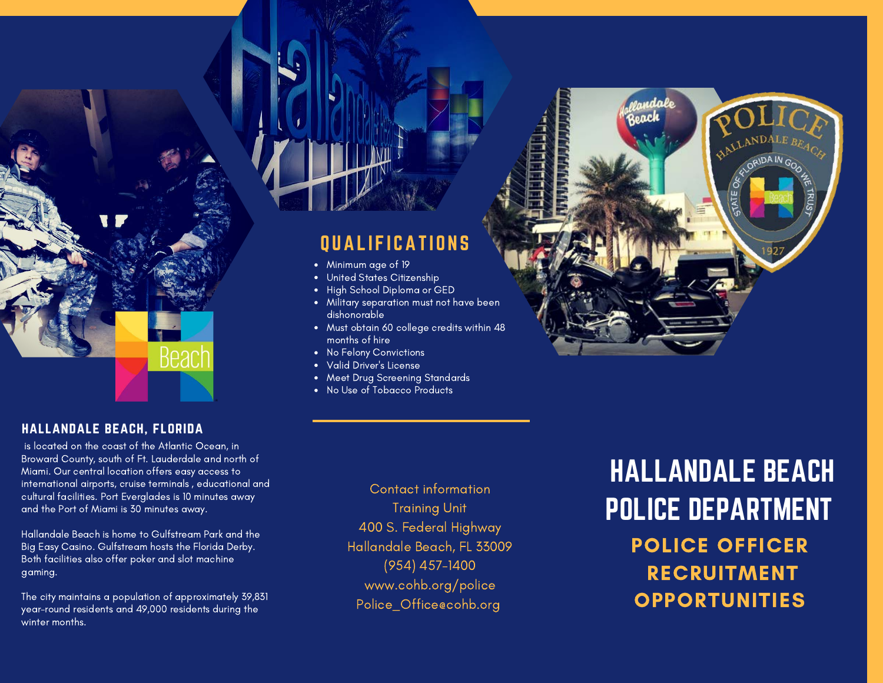# HALLANDALE BEACH POLICE DEPARTMENT

## POLICE OFFICER RECRUITMENT OPPORTUNITIES

## QUALIFICATIONS

- Minimum age of 19
- United States Citizenship
- High School Diploma or GED
- Military separation must not have been dishonorable
- Must obtain 60 college credits within 48 months of hire
- No Felony Convictions
- Valid Driver's License
- Meet Drug Screening Standards
- No Use of Tobacco Products

Contact information
Training Unit
400 S. Federal Highway
Hallandale Beach, FL 33009
(954) 457-1400
www.cohb.org/police
Police_Office@cohb.org

## HALLANDALE BEACH, FLORIDA

is located on the coast of the Atlantic Ocean, in Broward County, south of Ft. Lauderdale and north of Miami. Our central location offers easy access to international airports, cruise terminals , educational and cultural facilities. Port Everglades is 10 minutes away and the Port of Miami is 30 minutes away.

Hallandale Beach is home to Gulfstream Park and the Big Easy Casino. Gulfstream hosts the Florida Derby. Both facilities also offer poker and slot machine gaming.

The city maintains a population of approximately 39,831 year-round residents and 49,000 residents during the winter months.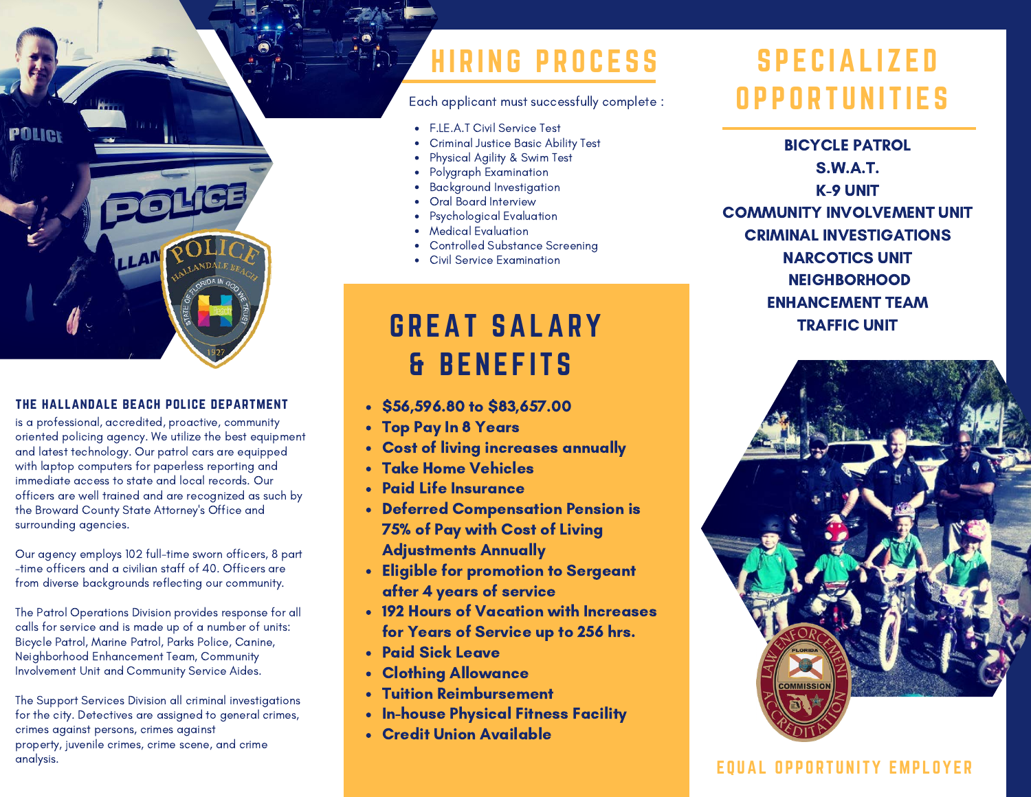### THE HALLANDALE BEACH POLICE DEPARTMENT

is a professional, accredited, proactive, community oriented policing agency. We utilize the best equipment and latest technology. Our patrol cars are equipped with laptop computers for paperless reporting and immediate access to state and local records. Our officers are well trained and are recognized as such by the Broward County State Attorney's Office and surrounding agencies.

Our agency employs 102 full-time sworn officers, 8 part -time officers and a civilian staff of 40. Officers are from diverse backgrounds reflecting our community.

The Patrol Operations Division provides response for all calls for service and is made up of a number of units: Bicycle Patrol, Marine Patrol, Parks Police, Canine, Neighborhood Enhancement Team, Community Involvement Unit and Community Service Aides.

The Support Services Division all criminal investigations for the city. Detectives are assigned to general crimes, crimes against persons, crimes against property, juvenile crimes, crime scene, and crime analysis.

## HIRING PROCESS

Each applicant must successfully complete :

- F.LE.A.T Civil Service Test
- Criminal Justice Basic Ability Test
- Physical Agility & Swim Test
- Polygraph Examination
- Background Investigation
- Oral Board Interview
- Psychological Evaluation
- Medical Evaluation
- Controlled Substance Screening
- Civil Service Examination

## GREAT SALARY & BENEFITS

- **$56,596.80 to $83,657.00**
- **Top Pay In 8 Years**
- **Cost of living increases annually**
- **Take Home Vehicles**
- **Paid Life Insurance**
- **Deferred Compensation Pension is 75% of Pay with Cost of Living Adjustments Annually**
- **Eligible for promotion to Sergeant after 4 years of service**
- **192 Hours of Vacation with Increases for Years of Service up to 256 hrs.**
- **Paid Sick Leave**
- **Clothing Allowance**
- **Tuition Reimbursement**
- **In-house Physical Fitness Facility**
- **Credit Union Available**

## SPECIALIZED OPPORTUNITIES

**BICYCLE PATROL**
**S.W.A.T.**
**K-9 UNIT**
**COMMUNITY INVOLVEMENT UNIT**
**CRIMINAL INVESTIGATIONS**
**NARCOTICS UNIT**
**NEIGHBORHOOD ENHANCEMENT TEAM**
**TRAFFIC UNIT**

EQUAL OPPORTUNITY EMPLOYER